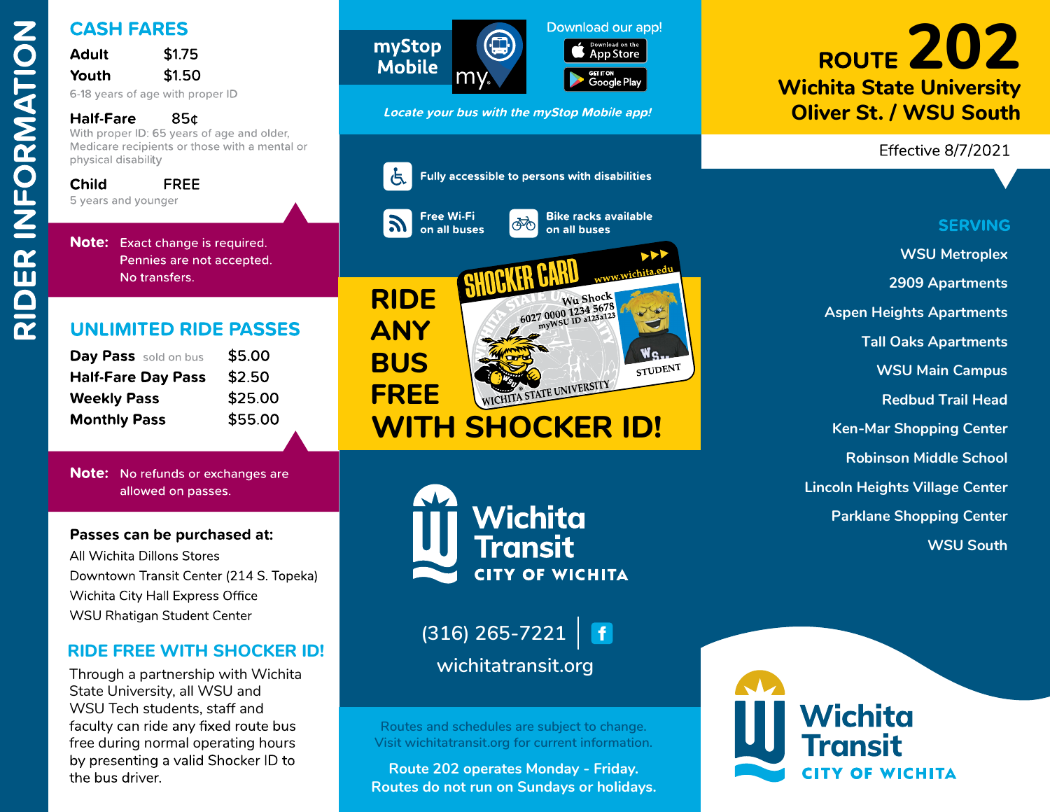# RIDER INFORMATION

## CASH FARES

| | |
|---|---|
| **Adult** | $1.75 |
| **Youth** | $1.50 |

6-18 years of age with proper ID

**Half-Fare** 85¢

With proper ID: 65 years of age and older, Medicare recipients or those with a mental or physical disability

**Child** FREE

5 years and younger

**Note:** Exact change is required. Pennies are not accepted. No transfers.

## UNLIMITED RIDE PASSES

| | |
|---|---|
| **Day Pass** sold on bus | $5.00 |
| **Half-Fare Day Pass** | $2.50 |
| **Weekly Pass** | $25.00 |
| **Monthly Pass** | $55.00 |

**Note:** No refunds or exchanges are allowed on passes.

**Passes can be purchased at:**

- All Wichita Dillons Stores
- Downtown Transit Center (214 S. Topeka)
- Wichita City Hall Express Office
- WSU Rhatigan Student Center

## RIDE FREE WITH SHOCKER ID!

Through a partnership with Wichita State University, all WSU and WSU Tech students, staff and faculty can ride any fixed route bus free during normal operating hours by presenting a valid Shocker ID to the bus driver.

---

**myStop Mobile**

Download our app! Download on the App Store | Get it on Google Play

*Locate your bus with the myStop Mobile app!*

- Fully accessible to persons with disabilities
- Free Wi-Fi on all buses
- Bike racks available on all buses

**RIDE ANY BUS FREE WITH SHOCKER ID!**

**Wichita Transit** CITY OF WICHITA

(316) 265-7221

wichitatransit.org

Routes and schedules are subject to change. Visit wichitatransit.org for current information.

Route 202 operates Monday - Friday. Routes do not run on Sundays or holidays.

---

# ROUTE 202

## Wichita State University Oliver St. / WSU South

Effective 8/7/2021

### SERVING

- WSU Metroplex
- 2909 Apartments
- Aspen Heights Apartments
- Tall Oaks Apartments
- WSU Main Campus
- Redbud Trail Head
- Ken-Mar Shopping Center
- Robinson Middle School
- Lincoln Heights Village Center
- Parklane Shopping Center
- WSU South

**Wichita Transit** CITY OF WICHITA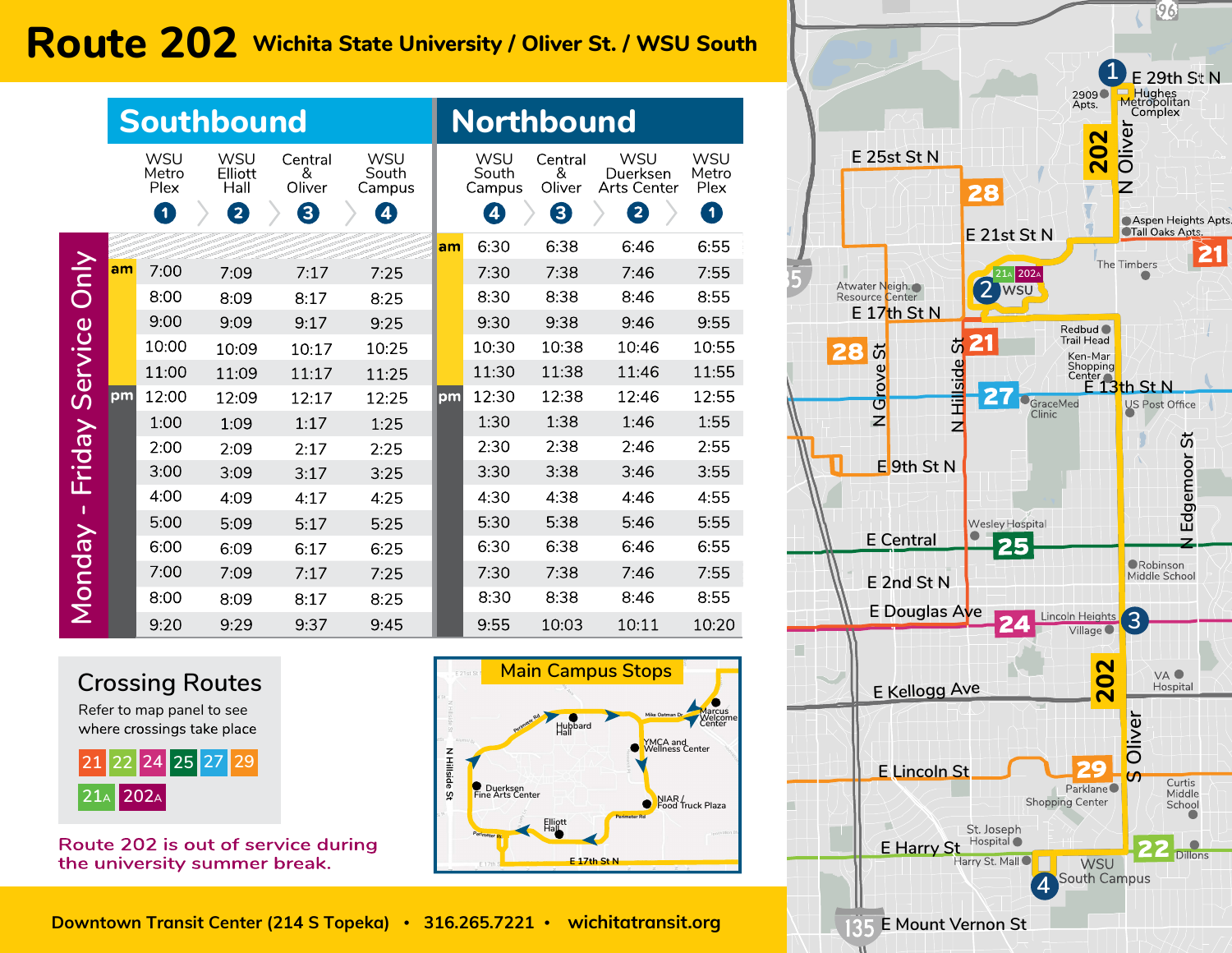# Route 202 Wichita State University / Oliver St. / WSU South

## Southbound

Monday - Friday Service Only

| | WSU Metro Plex (1) | WSU Elliott Hall (2) | Central & Oliver (3) | WSU South Campus (4) |
|---|---|---|---|---|
| am | 7:00 | 7:09 | 7:17 | 7:25 |
| | 8:00 | 8:09 | 8:17 | 8:25 |
| | 9:00 | 9:09 | 9:17 | 9:25 |
| | 10:00 | 10:09 | 10:17 | 10:25 |
| | 11:00 | 11:09 | 11:17 | 11:25 |
| pm | 12:00 | 12:09 | 12:17 | 12:25 |
| | 1:00 | 1:09 | 1:17 | 1:25 |
| | 2:00 | 2:09 | 2:17 | 2:25 |
| | 3:00 | 3:09 | 3:17 | 3:25 |
| | 4:00 | 4:09 | 4:17 | 4:25 |
| | 5:00 | 5:09 | 5:17 | 5:25 |
| | 6:00 | 6:09 | 6:17 | 6:25 |
| | 7:00 | 7:09 | 7:17 | 7:25 |
| | 8:00 | 8:09 | 8:17 | 8:25 |
| | 9:20 | 9:29 | 9:37 | 9:45 |

## Northbound

| | WSU South Campus (4) | Central & Oliver (3) | WSU Duerksen Arts Center (2) | WSU Metro Plex (1) |
|---|---|---|---|---|
| am | 6:30 | 6:38 | 6:46 | 6:55 |
| | 7:30 | 7:38 | 7:46 | 7:55 |
| | 8:30 | 8:38 | 8:46 | 8:55 |
| | 9:30 | 9:38 | 9:46 | 9:55 |
| | 10:30 | 10:38 | 10:46 | 10:55 |
| | 11:30 | 11:38 | 11:46 | 11:55 |
| pm | 12:30 | 12:38 | 12:46 | 12:55 |
| | 1:30 | 1:38 | 1:46 | 1:55 |
| | 2:30 | 2:38 | 2:46 | 2:55 |
| | 3:30 | 3:38 | 3:46 | 3:55 |
| | 4:30 | 4:38 | 4:46 | 4:55 |
| | 5:30 | 5:38 | 5:46 | 5:55 |
| | 6:30 | 6:38 | 6:46 | 6:55 |
| | 7:30 | 7:38 | 7:46 | 7:55 |
| | 8:30 | 8:38 | 8:46 | 8:55 |
| | 9:55 | 10:03 | 10:11 | 10:20 |

## Crossing Routes

Refer to map panel to see where crossings take place

21 22 24 25 27 29 21A 202A

**Route 202 is out of service during the university summer break.**

## Main Campus Stops

Marcus Welcome Center
Hubbard Hall
YMCA and Wellness Center
Duerksen Fine Arts Center
NIAR / Food Truck Plaza
Elliott Hall

Downtown Transit Center (214 S Topeka) • 316.265.7221 • wichitatransit.org